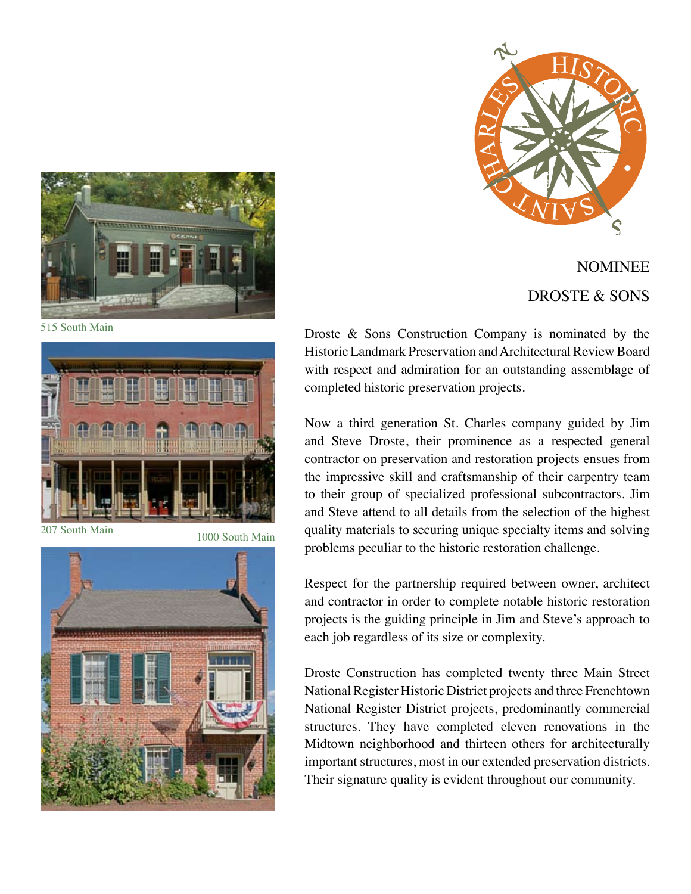515 South Main

207 South Main

1000 South Main

NOMINEE

DROSTE & SONS

Droste & Sons Construction Company is nominated by the Historic Landmark Preservation and Architectural Review Board with respect and admiration for an outstanding assemblage of completed historic preservation projects.

Now a third generation St. Charles company guided by Jim and Steve Droste, their prominence as a respected general contractor on preservation and restoration projects ensues from the impressive skill and craftsmanship of their carpentry team to their group of specialized professional subcontractors. Jim and Steve attend to all details from the selection of the highest quality materials to securing unique specialty items and solving problems peculiar to the historic restoration challenge.

Respect for the partnership required between owner, architect and contractor in order to complete notable historic restoration projects is the guiding principle in Jim and Steve's approach to each job regardless of its size or complexity.

Droste Construction has completed twenty three Main Street National Register Historic District projects and three Frenchtown National Register District projects, predominantly commercial structures. They have completed eleven renovations in the Midtown neighborhood and thirteen others for architecturally important structures, most in our extended preservation districts. Their signature quality is evident throughout our community.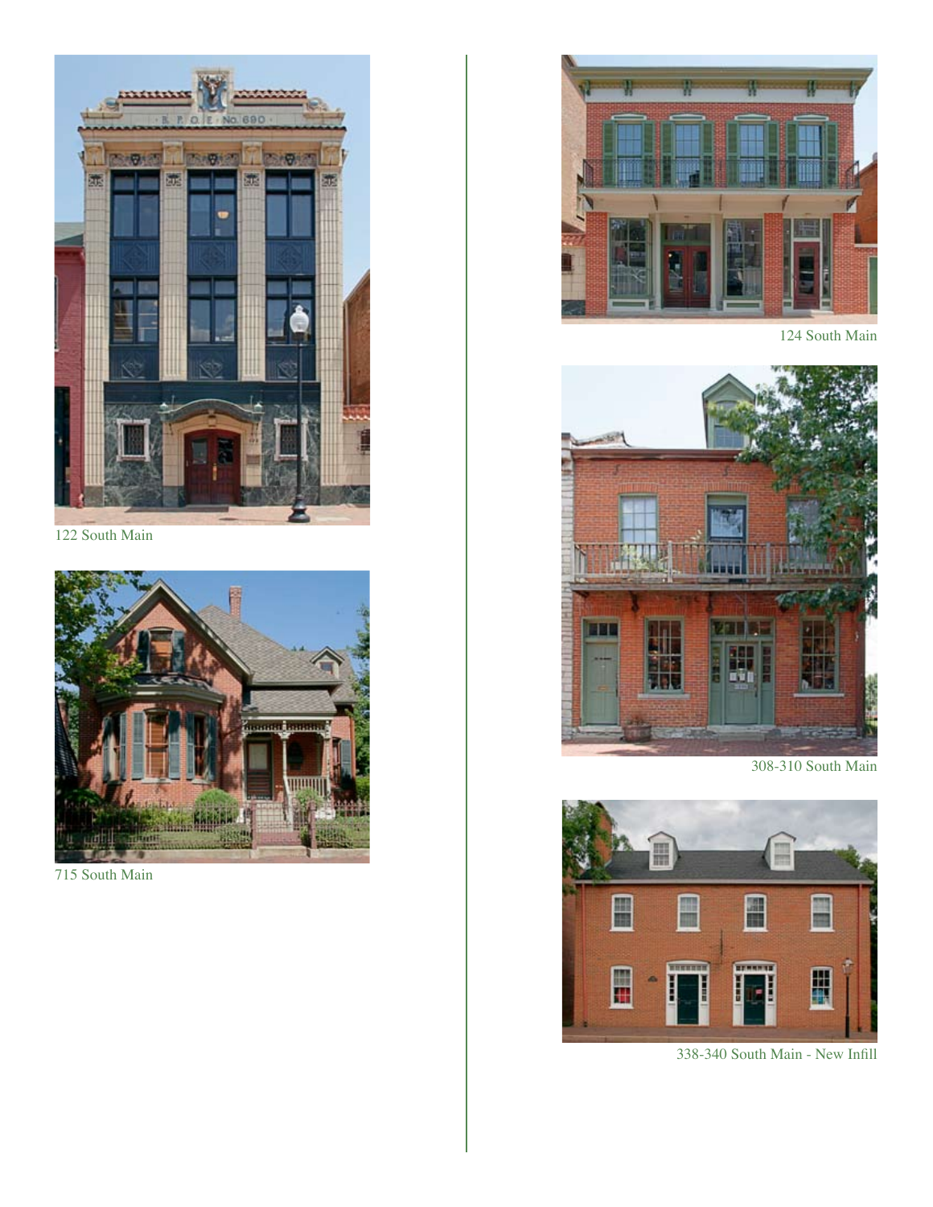122 South Main

715 South Main

124 South Main

308-310 South Main

338-340 South Main - New Infill